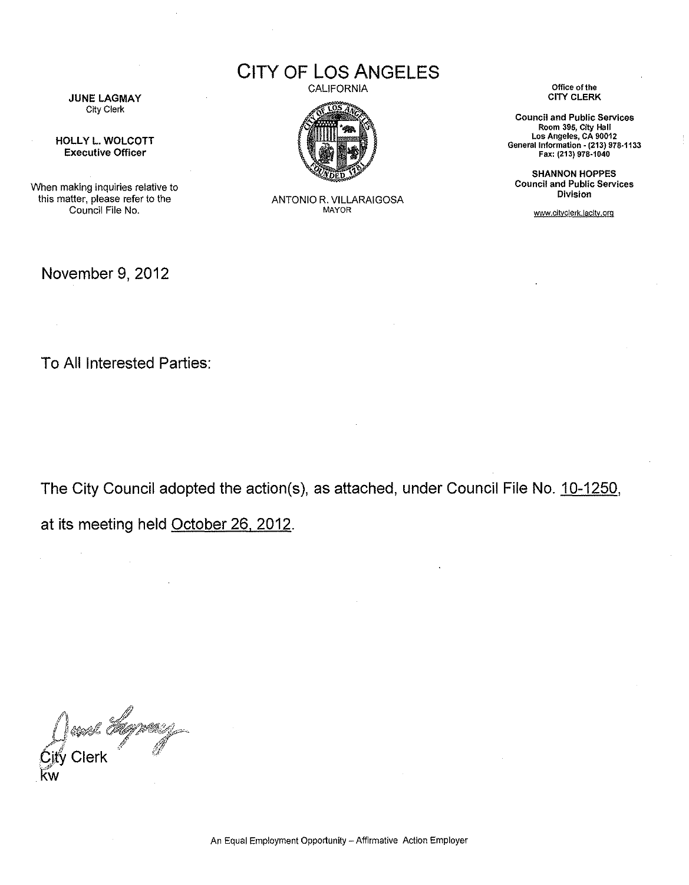# CITY OF LOS ANGELES

CALIFORNIA

**JUNE LAGMAY**
City Clerk

**HOLLY L. WOLCOTT**
**Executive Officer**

When making inquiries relative to this matter, please refer to the Council File No.

ANTONIO R. VILLARAIGOSA
MAYOR

Office of the
**CITY CLERK**

**Council and Public Services**
**Room 395, City Hall**
**Los Angeles, CA 90012**
**General Information - (213) 978-1133**
**Fax: (213) 978-1040**

**SHANNON HOPPES**
**Council and Public Services Division**

www.cityclerk.lacity.org

November 9, 2012

To All Interested Parties:

The City Council adopted the action(s), as attached, under Council File No. 10-1250, at its meeting held October 26, 2012.

City Clerk
kw

An Equal Employment Opportunity – Affirmative Action Employer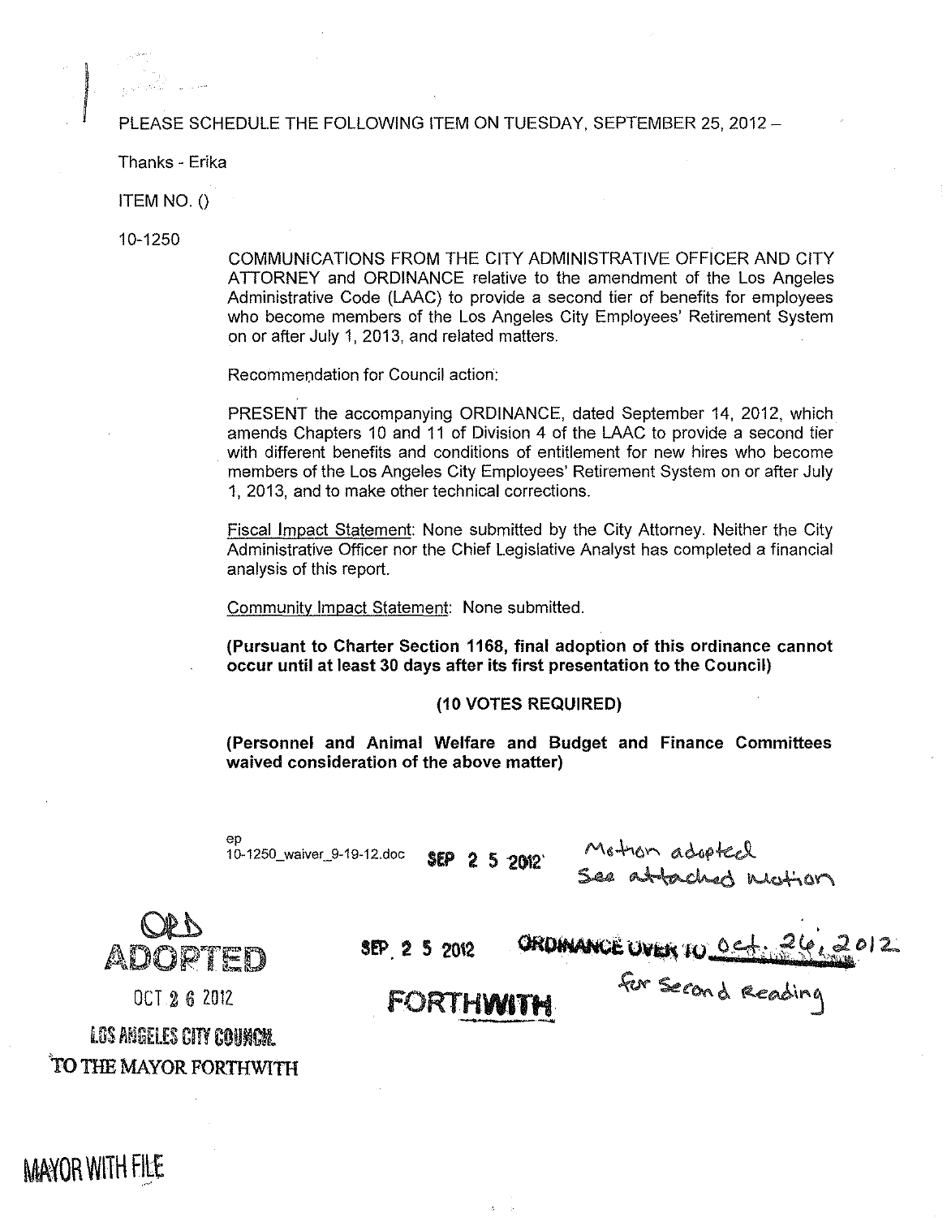PLEASE SCHEDULE THE FOLLOWING ITEM ON TUESDAY, SEPTEMBER 25, 2012 –

Thanks - Erika

ITEM NO. ()

10-1250

COMMUNICATIONS FROM THE CITY ADMINISTRATIVE OFFICER AND CITY ATTORNEY and ORDINANCE relative to the amendment of the Los Angeles Administrative Code (LAAC) to provide a second tier of benefits for employees who become members of the Los Angeles City Employees' Retirement System on or after July 1, 2013, and related matters.

Recommendation for Council action:

PRESENT the accompanying ORDINANCE, dated September 14, 2012, which amends Chapters 10 and 11 of Division 4 of the LAAC to provide a second tier with different benefits and conditions of entitlement for new hires who become members of the Los Angeles City Employees' Retirement System on or after July 1, 2013, and to make other technical corrections.

Fiscal Impact Statement: None submitted by the City Attorney. Neither the City Administrative Officer nor the Chief Legislative Analyst has completed a financial analysis of this report.

Community Impact Statement: None submitted.

**(Pursuant to Charter Section 1168, final adoption of this ordinance cannot occur until at least 30 days after its first presentation to the Council)**

**(10 VOTES REQUIRED)**

**(Personnel and Animal Welfare and Budget and Finance Committees waived consideration of the above matter)**

ep
10-1250_waiver_9-19-12.doc

SEP 2 5 2012

Motion adopted
See attached Motion

ORD
ADOPTED

OCT 2 6 2012

LOS ANGELES CITY COUNCIL
TO THE MAYOR FORTHWITH

SEP 2 5 2012

ORDINANCE OVER TO Oct. 26, 2012
for Second Reading

FORTHWITH

MAYOR WITH FILE